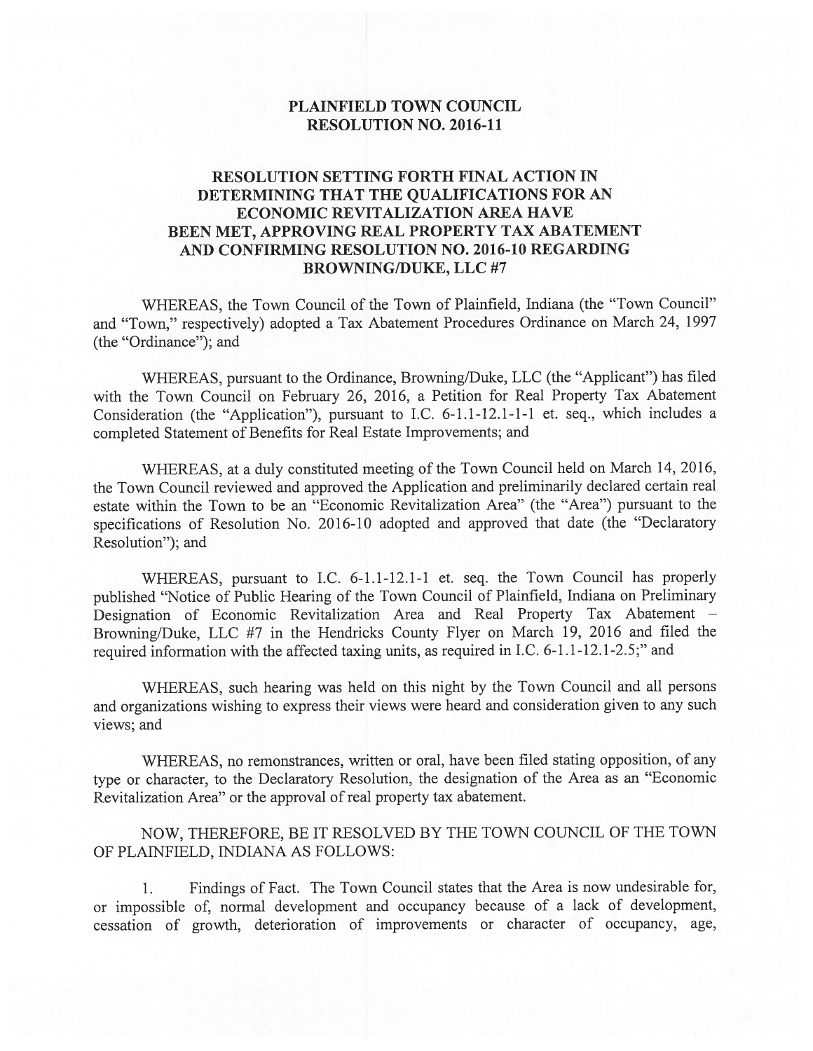# PLAINFIELD TOWN COUNCIL
# RESOLUTION NO. 2016-11

## RESOLUTION SETTING FORTH FINAL ACTION IN DETERMINING THAT THE QUALIFICATIONS FOR AN ECONOMIC REVITALIZATION AREA HAVE BEEN MET, APPROVING REAL PROPERTY TAX ABATEMENT AND CONFIRMING RESOLUTION NO. 2016-10 REGARDING BROWNING/DUKE, LLC #7

WHEREAS, the Town Council of the Town of Plainfield, Indiana (the "Town Council" and "Town," respectively) adopted a Tax Abatement Procedures Ordinance on March 24, 1997 (the "Ordinance"); and

WHEREAS, pursuant to the Ordinance, Browning/Duke, LLC (the "Applicant") has filed with the Town Council on February 26, 2016, a Petition for Real Property Tax Abatement Consideration (the "Application"), pursuant to I.C. 6-1.1-12.1-1-1 et. seq., which includes a completed Statement of Benefits for Real Estate Improvements; and

WHEREAS, at a duly constituted meeting of the Town Council held on March 14, 2016, the Town Council reviewed and approved the Application and preliminarily declared certain real estate within the Town to be an "Economic Revitalization Area" (the "Area") pursuant to the specifications of Resolution No. 2016-10 adopted and approved that date (the "Declaratory Resolution"); and

WHEREAS, pursuant to I.C. 6-1.1-12.1-1 et. seq. the Town Council has properly published "Notice of Public Hearing of the Town Council of Plainfield, Indiana on Preliminary Designation of Economic Revitalization Area and Real Property Tax Abatement – Browning/Duke, LLC #7 in the Hendricks County Flyer on March 19, 2016 and filed the required information with the affected taxing units, as required in I.C. 6-1.1-12.1-2.5;" and

WHEREAS, such hearing was held on this night by the Town Council and all persons and organizations wishing to express their views were heard and consideration given to any such views; and

WHEREAS, no remonstrances, written or oral, have been filed stating opposition, of any type or character, to the Declaratory Resolution, the designation of the Area as an "Economic Revitalization Area" or the approval of real property tax abatement.

NOW, THEREFORE, BE IT RESOLVED BY THE TOWN COUNCIL OF THE TOWN OF PLAINFIELD, INDIANA AS FOLLOWS:

1. Findings of Fact. The Town Council states that the Area is now undesirable for, or impossible of, normal development and occupancy because of a lack of development, cessation of growth, deterioration of improvements or character of occupancy, age,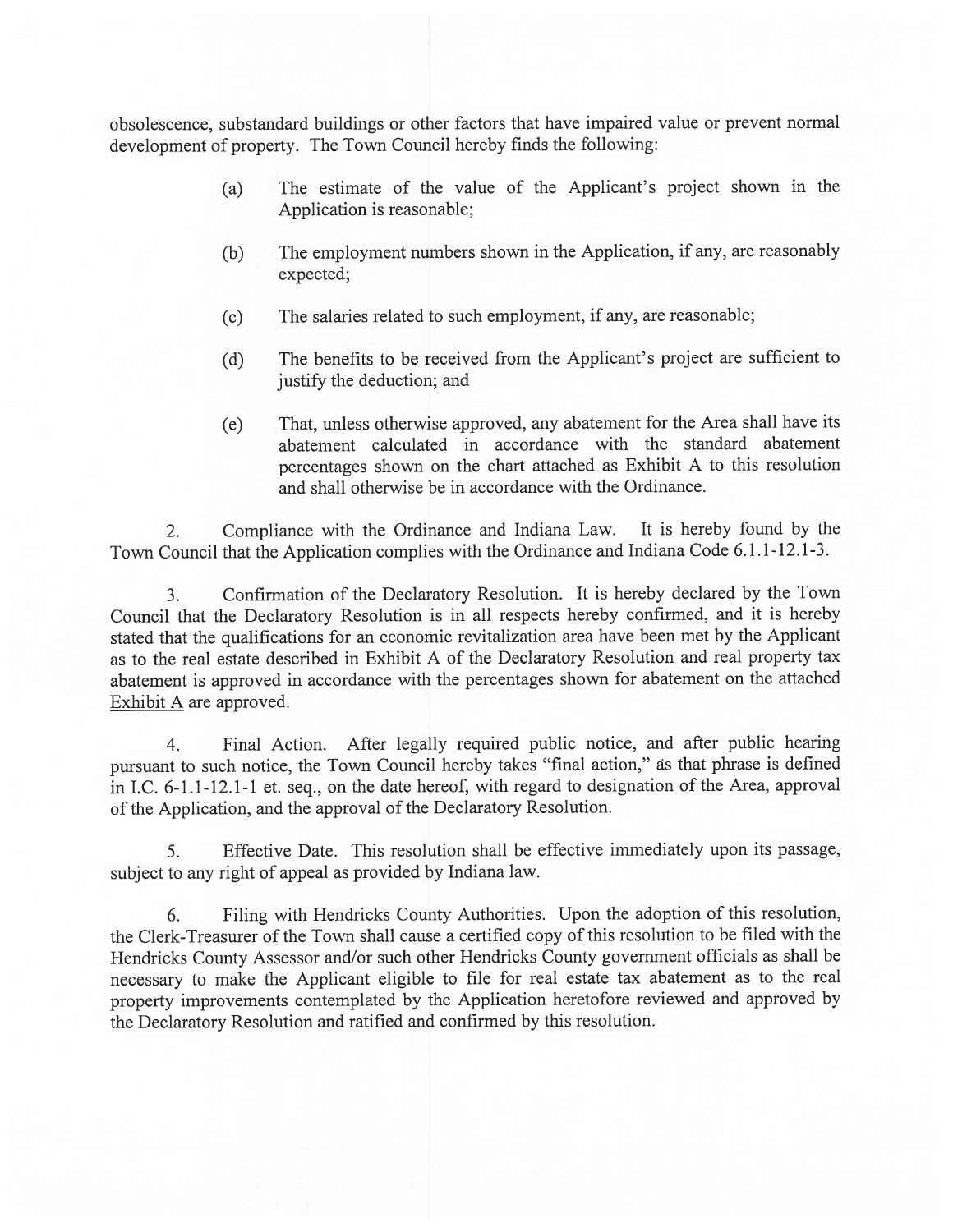obsolescence, substandard buildings or other factors that have impaired value or prevent normal development of property. The Town Council hereby finds the following:

(a) The estimate of the value of the Applicant's project shown in the Application is reasonable;

(b) The employment numbers shown in the Application, if any, are reasonably expected;

(c) The salaries related to such employment, if any, are reasonable;

(d) The benefits to be received from the Applicant's project are sufficient to justify the deduction; and

(e) That, unless otherwise approved, any abatement for the Area shall have its abatement calculated in accordance with the standard abatement percentages shown on the chart attached as Exhibit A to this resolution and shall otherwise be in accordance with the Ordinance.

2. Compliance with the Ordinance and Indiana Law. It is hereby found by the Town Council that the Application complies with the Ordinance and Indiana Code 6.1.1-12.1-3.

3. Confirmation of the Declaratory Resolution. It is hereby declared by the Town Council that the Declaratory Resolution is in all respects hereby confirmed, and it is hereby stated that the qualifications for an economic revitalization area have been met by the Applicant as to the real estate described in Exhibit A of the Declaratory Resolution and real property tax abatement is approved in accordance with the percentages shown for abatement on the attached Exhibit A are approved.

4. Final Action. After legally required public notice, and after public hearing pursuant to such notice, the Town Council hereby takes "final action," as that phrase is defined in I.C. 6-1.1-12.1-1 et. seq., on the date hereof, with regard to designation of the Area, approval of the Application, and the approval of the Declaratory Resolution.

5. Effective Date. This resolution shall be effective immediately upon its passage, subject to any right of appeal as provided by Indiana law.

6. Filing with Hendricks County Authorities. Upon the adoption of this resolution, the Clerk-Treasurer of the Town shall cause a certified copy of this resolution to be filed with the Hendricks County Assessor and/or such other Hendricks County government officials as shall be necessary to make the Applicant eligible to file for real estate tax abatement as to the real property improvements contemplated by the Application heretofore reviewed and approved by the Declaratory Resolution and ratified and confirmed by this resolution.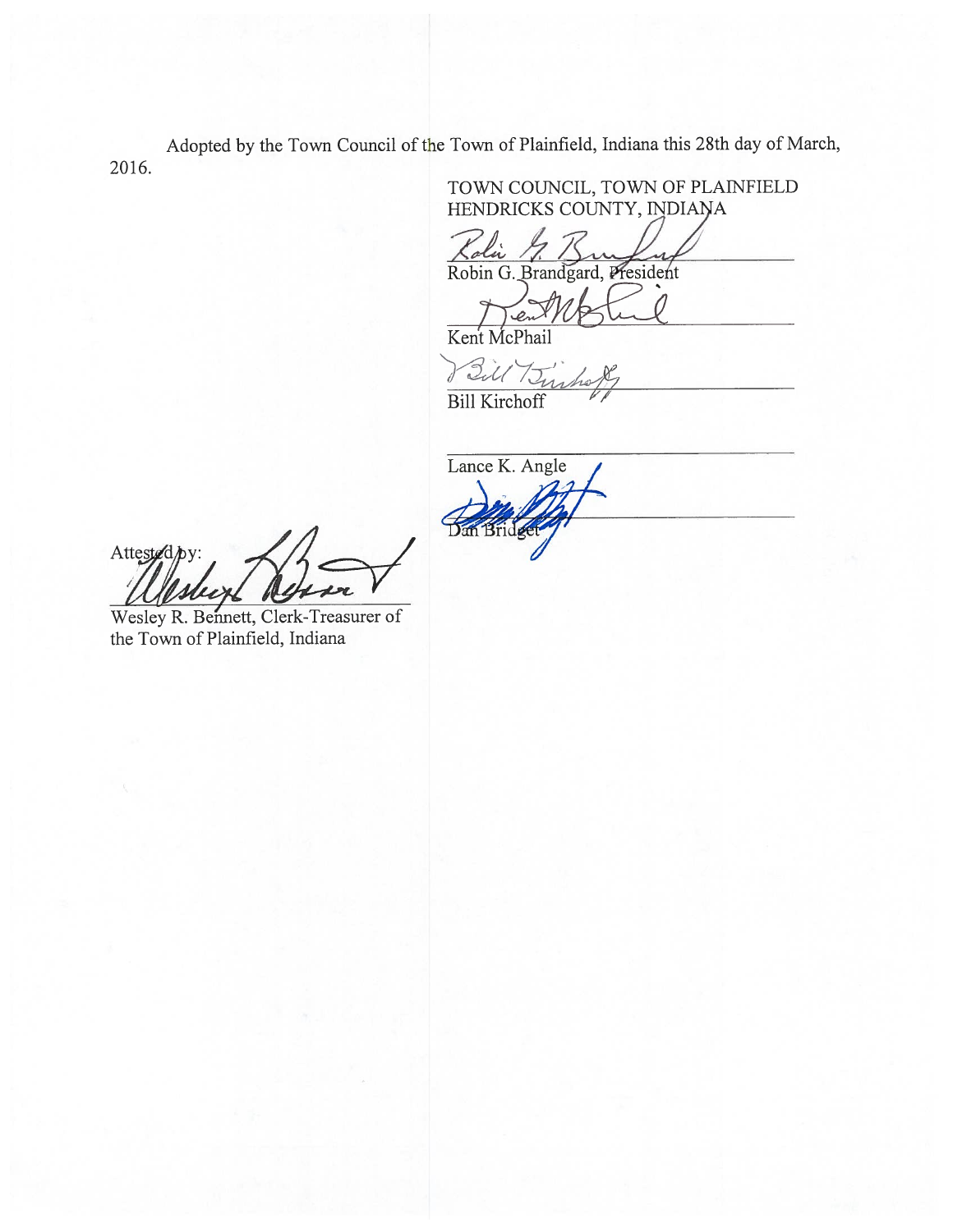Adopted by the Town Council of the Town of Plainfield, Indiana this 28th day of March, 2016.

TOWN COUNCIL, TOWN OF PLAINFIELD
HENDRICKS COUNTY, INDIANA

\_\_\_\_\_\_\_\_\_\_\_\_\_\_\_\_\_\_\_\_\_\_\_\_\_\_\_\_\_\_
Robin G. Brandgard, President

\_\_\_\_\_\_\_\_\_\_\_\_\_\_\_\_\_\_\_\_\_\_\_\_\_\_\_\_\_\_
Kent McPhail

\_\_\_\_\_\_\_\_\_\_\_\_\_\_\_\_\_\_\_\_\_\_\_\_\_\_\_\_\_\_
Bill Kirchoff

\_\_\_\_\_\_\_\_\_\_\_\_\_\_\_\_\_\_\_\_\_\_\_\_\_\_\_\_\_\_
Lance K. Angle

\_\_\_\_\_\_\_\_\_\_\_\_\_\_\_\_\_\_\_\_\_\_\_\_\_\_\_\_\_\_
Dan Bridget

Attested by:

\_\_\_\_\_\_\_\_\_\_\_\_\_\_\_\_\_\_\_\_\_\_\_\_\_\_\_\_\_\_
Wesley R. Bennett, Clerk-Treasurer of the Town of Plainfield, Indiana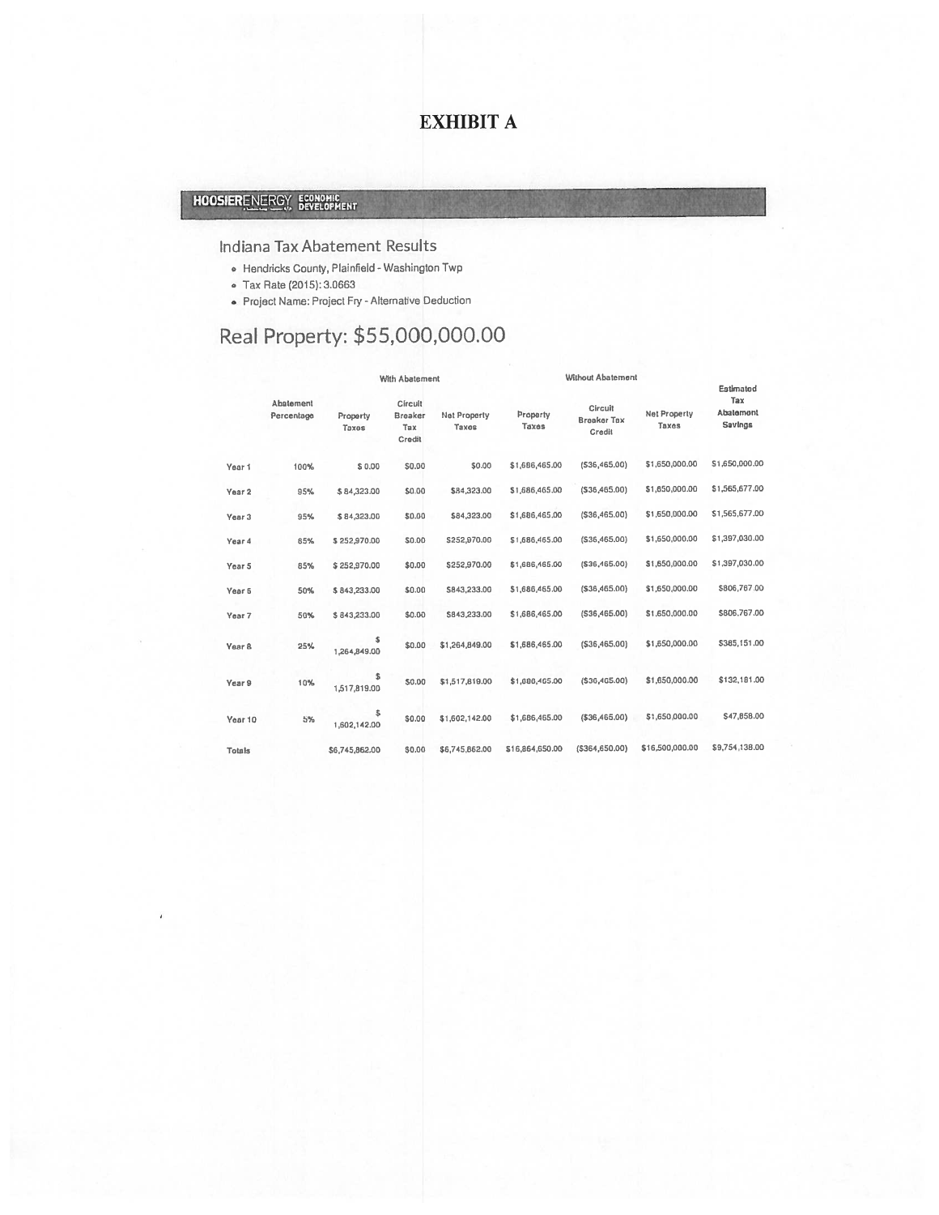# EXHIBIT A

HOOSIERENERGY ECONOMIC DEVELOPMENT

## Indiana Tax Abatement Results

- Hendricks County, Plainfield - Washington Twp
- Tax Rate (2015): 3.0663
- Project Name: Project Fry - Alternative Deduction

## Real Property: $55,000,000.00

| | | With Abatement | | | Without Abatement | | | |
|---|---|---|---|---|---|---|---|---|
| | Abatement Percentage | Property Taxes | Circuit Breaker Tax Credit | Net Property Taxes | Property Taxes | Circuit Breaker Tax Credit | Net Property Taxes | Estimated Tax Abatement Savings |
| Year 1 | 100% | $ 0.00 | $0.00 | $0.00 | $1,686,465.00 | ($36,465.00) | $1,650,000.00 | $1,650,000.00 |
| Year 2 | 95% | $ 84,323.00 | $0.00 | $84,323.00 | $1,686,465.00 | ($36,465.00) | $1,650,000.00 | $1,565,677.00 |
| Year 3 | 95% | $ 84,323.00 | $0.00 | $84,323.00 | $1,686,465.00 | ($36,465.00) | $1,650,000.00 | $1,565,677.00 |
| Year 4 | 85% | $ 252,970.00 | $0.00 | $252,970.00 | $1,686,465.00 | ($36,465.00) | $1,650,000.00 | $1,397,030.00 |
| Year 5 | 85% | $ 252,970.00 | $0.00 | $252,970.00 | $1,686,465.00 | ($36,465.00) | $1,650,000.00 | $1,397,030.00 |
| Year 6 | 50% | $ 843,233.00 | $0.00 | $843,233.00 | $1,686,465.00 | ($36,465.00) | $1,650,000.00 | $806,767.00 |
| Year 7 | 50% | $ 843,233.00 | $0.00 | $843,233.00 | $1,686,465.00 | ($36,465.00) | $1,650,000.00 | $806,767.00 |
| Year 8 | 25% | $ 1,264,849.00 | $0.00 | $1,264,849.00 | $1,686,465.00 | ($36,465.00) | $1,650,000.00 | $385,151.00 |
| Year 9 | 10% | $ 1,517,819.00 | $0.00 | $1,517,819.00 | $1,686,465.00 | ($36,465.00) | $1,650,000.00 | $132,181.00 |
| Year 10 | 5% | $ 1,602,142.00 | $0.00 | $1,602,142.00 | $1,686,465.00 | ($36,465.00) | $1,650,000.00 | $47,858.00 |
| Totals | | $6,745,862.00 | $0.00 | $6,745,862.00 | $16,864,650.00 | ($364,650.00) | $16,500,000.00 | $9,754,138.00 |